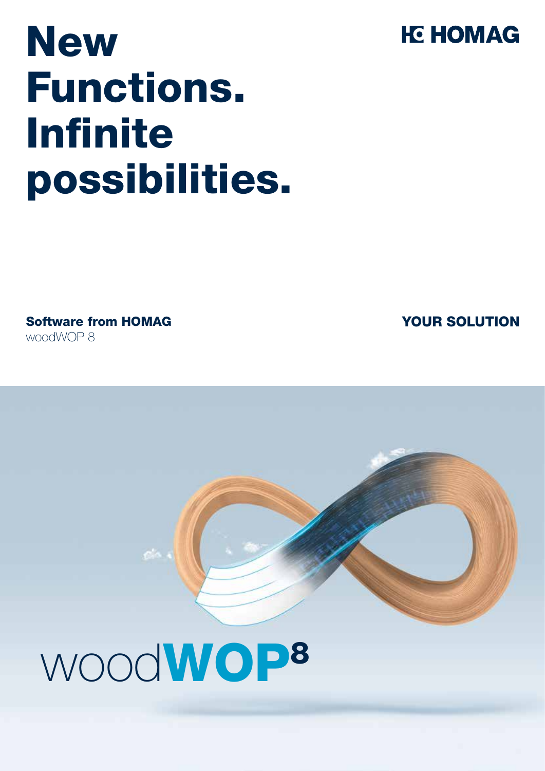# New Functions. Infinite possibilities.

HOMAG

**Software from HOMAG**
woodWOP 8

**YOUR SOLUTION**

woodWOP 8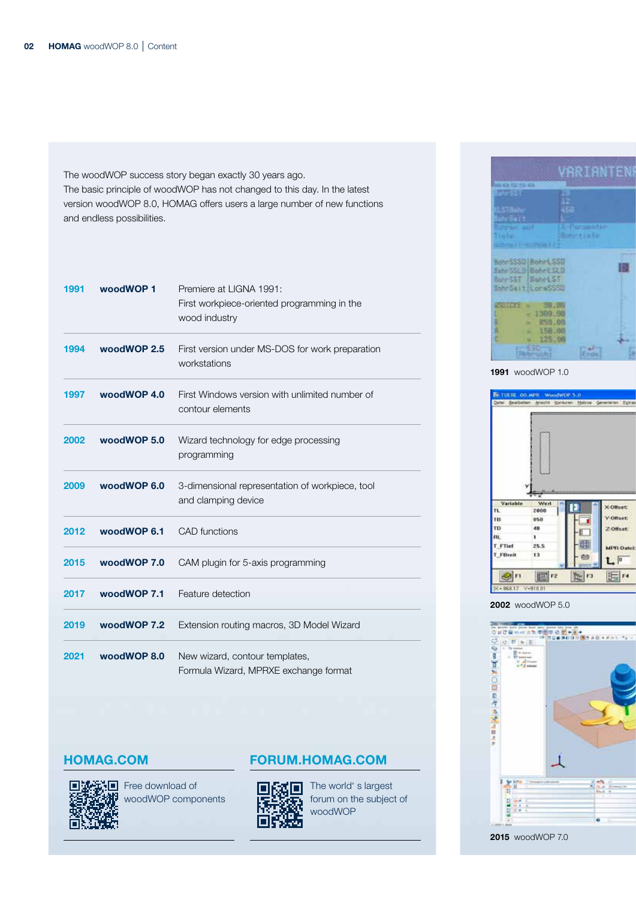The woodWOP success story began exactly 30 years ago.
The basic principle of woodWOP has not changed to this day. In the latest version woodWOP 8.0, HOMAG offers users a large number of new functions and endless possibilities.

| Year | Version | Description |
| --- | --- | --- |
| 1991 | woodWOP 1 | Premiere at LIGNA 1991: First workpiece-oriented programming in the wood industry |
| 1994 | woodWOP 2.5 | First version under MS-DOS for work preparation workstations |
| 1997 | woodWOP 4.0 | First Windows version with unlimited number of contour elements |
| 2002 | woodWOP 5.0 | Wizard technology for edge processing programming |
| 2009 | woodWOP 6.0 | 3-dimensional representation of workpiece, tool and clamping device |
| 2012 | woodWOP 6.1 | CAD functions |
| 2015 | woodWOP 7.0 | CAM plugin for 5-axis programming |
| 2017 | woodWOP 7.1 | Feature detection |
| 2019 | woodWOP 7.2 | Extension routing macros, 3D Model Wizard |
| 2021 | woodWOP 8.0 | New wizard, contour templates, Formula Wizard, MPRXE exchange format |

## HOMAG.COM

Free download of woodWOP components

## FORUM.HOMAG.COM

The world' s largest forum on the subject of woodWOP

**1991** woodWOP 1.0

**2002** woodWOP 5.0

**2015** woodWOP 7.0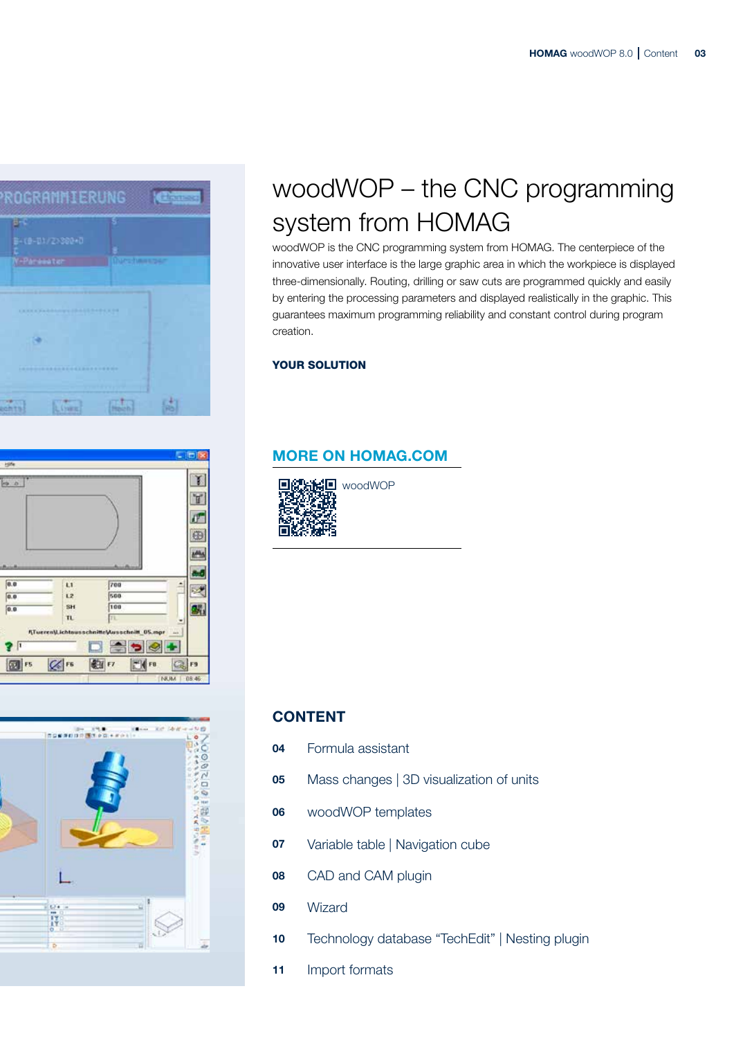# woodWOP – the CNC programming system from HOMAG

woodWOP is the CNC programming system from HOMAG. The centerpiece of the innovative user interface is the large graphic area in which the workpiece is displayed three-dimensionally. Routing, drilling or saw cuts are programmed quickly and easily by entering the processing parameters and displayed realistically in the graphic. This guarantees maximum programming reliability and constant control during program creation.

**YOUR SOLUTION**

## MORE ON HOMAG.COM

woodWOP

## CONTENT

| | |
|---|---|
| **04** | Formula assistant |
| **05** | Mass changes \| 3D visualization of units |
| **06** | woodWOP templates |
| **07** | Variable table \| Navigation cube |
| **08** | CAD and CAM plugin |
| **09** | Wizard |
| **10** | Technology database “TechEdit” \| Nesting plugin |
| **11** | Import formats |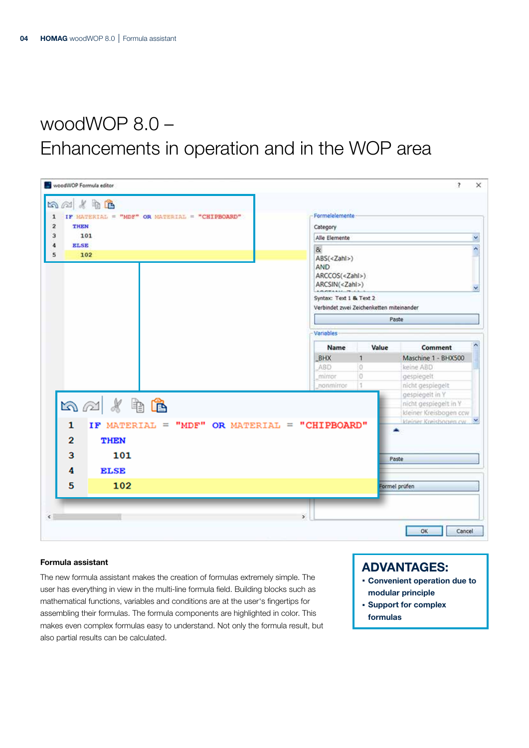# woodWOP 8.0 – Enhancements in operation and in the WOP area

### Formula assistant

The new formula assistant makes the creation of formulas extremely simple. The user has everything in view in the multi-line formula field. Building blocks such as mathematical functions, variables and conditions are at the user's fingertips for assembling their formulas. The formula components are highlighted in color. This makes even complex formulas easy to understand. Not only the formula result, but also partial results can be calculated.

## ADVANTAGES:

- **Convenient operation due to modular principle**
- **Support for complex formulas**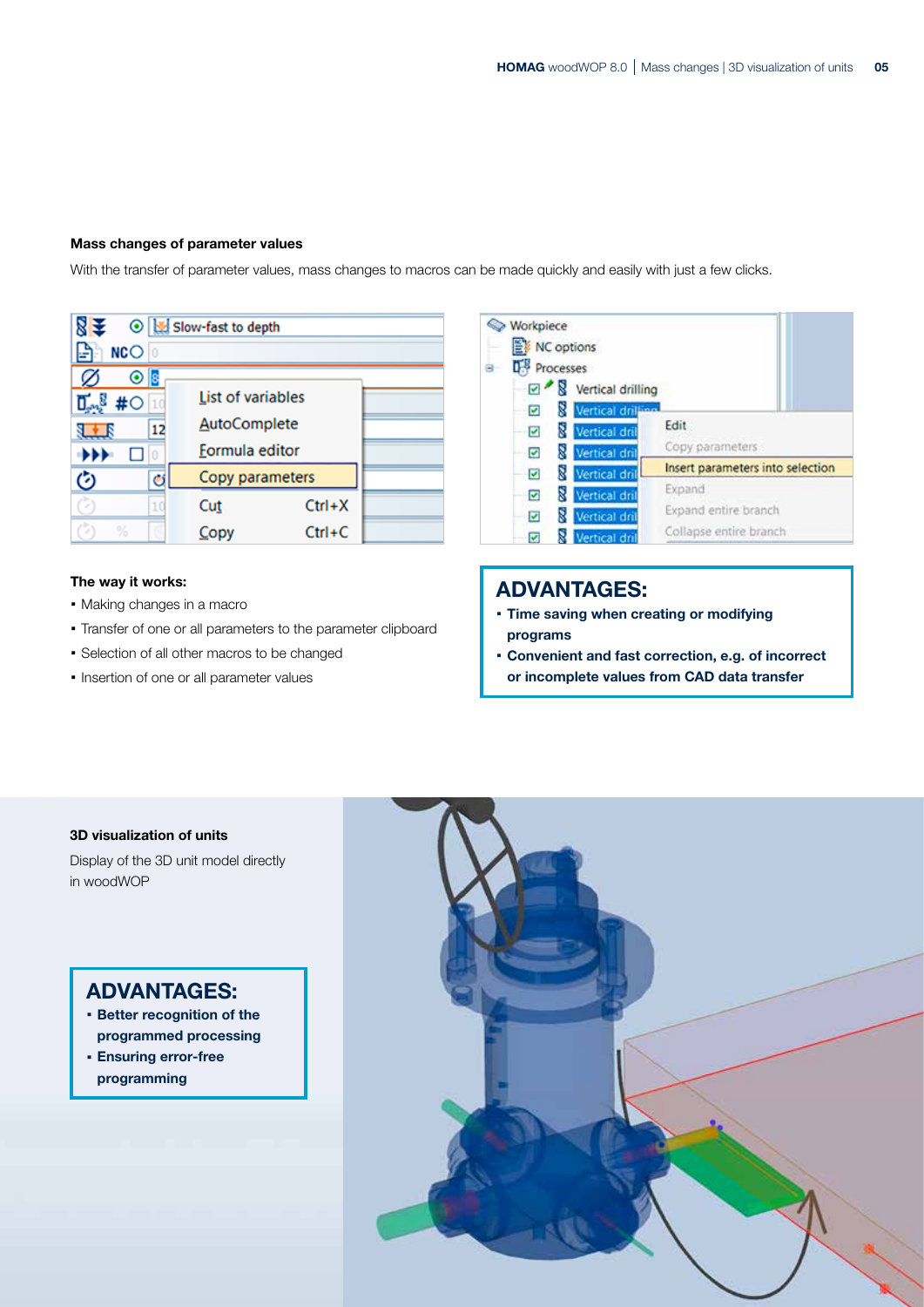### Mass changes of parameter values

With the transfer of parameter values, mass changes to macros can be made quickly and easily with just a few clicks.

#### The way it works:

- Making changes in a macro
- Transfer of one or all parameters to the parameter clipboard
- Selection of all other macros to be changed
- Insertion of one or all parameter values

## ADVANTAGES:

- **Time saving when creating or modifying programs**
- **Convenient and fast correction, e.g. of incorrect or incomplete values from CAD data transfer**

### 3D visualization of units

Display of the 3D unit model directly in woodWOP

## ADVANTAGES:

- **Better recognition of the programmed processing**
- **Ensuring error-free programming**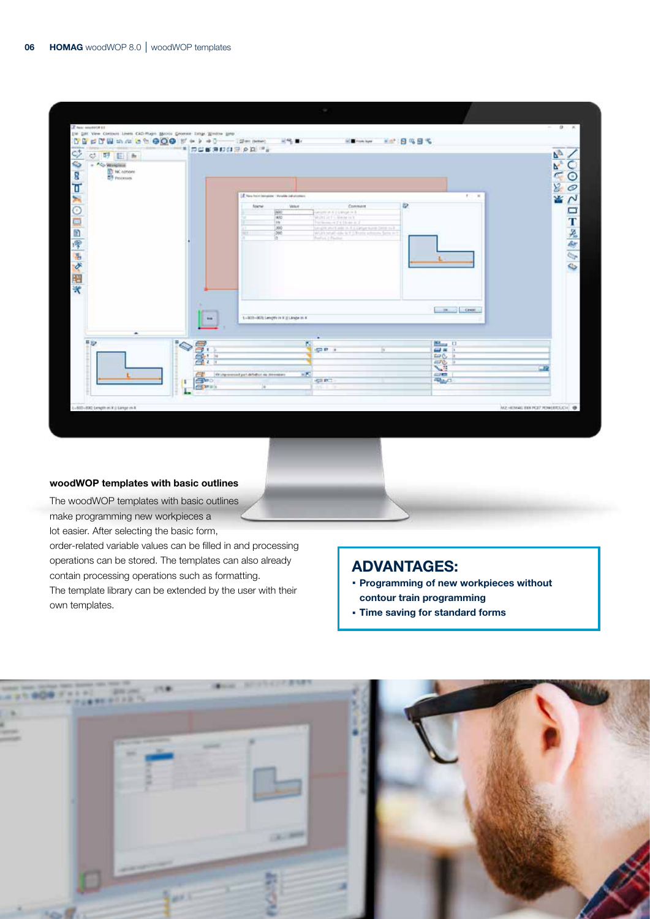## woodWOP templates with basic outlines

The woodWOP templates with basic outlines make programming new workpieces a lot easier. After selecting the basic form, order-related variable values can be filled in and processing operations can be stored. The templates can also already contain processing operations such as formatting. The template library can be extended by the user with their own templates.

## ADVANTAGES:

- **Programming of new workpieces without contour train programming**
- **Time saving for standard forms**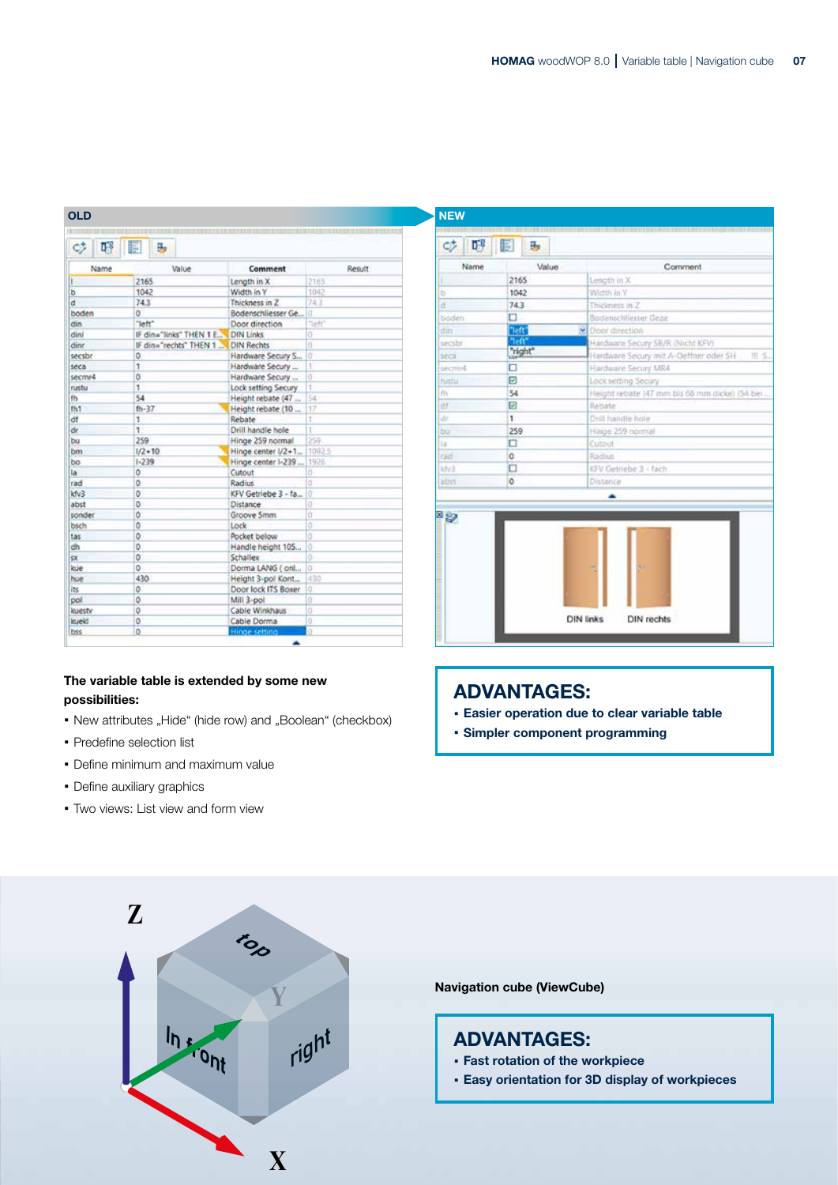OLD

NEW

**The variable table is extended by some new possibilities:**

- New attributes „Hide“ (hide row) and „Boolean“ (checkbox)
- Predefine selection list
- Define minimum and maximum value
- Define auxiliary graphics
- Two views: List view and form view

## ADVANTAGES:

- **Easier operation due to clear variable table**
- **Simpler component programming**

**Navigation cube (ViewCube)**

## ADVANTAGES:

- **Fast rotation of the workpiece**
- **Easy orientation for 3D display of workpieces**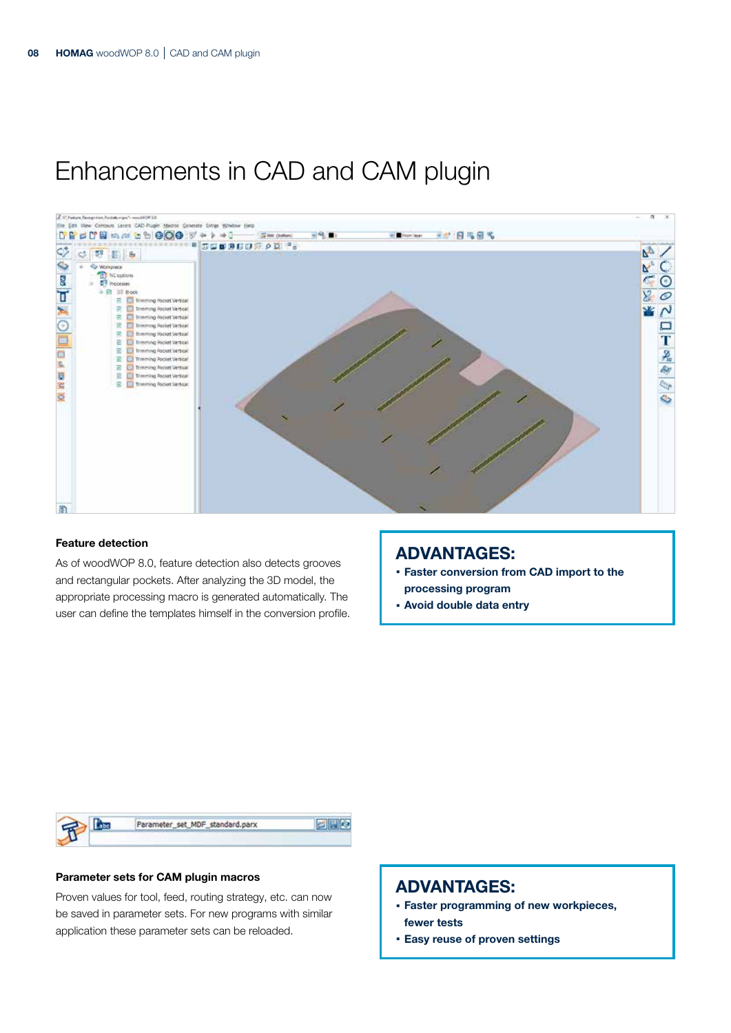# Enhancements in CAD and CAM plugin

**Feature detection**

As of woodWOP 8.0, feature detection also detects grooves and rectangular pockets. After analyzing the 3D model, the appropriate processing macro is generated automatically. The user can define the templates himself in the conversion profile.

## ADVANTAGES:

- **Faster conversion from CAD import to the processing program**
- **Avoid double data entry**

**Parameter sets for CAM plugin macros**

Proven values for tool, feed, routing strategy, etc. can now be saved in parameter sets. For new programs with similar application these parameter sets can be reloaded.

## ADVANTAGES:

- **Faster programming of new workpieces, fewer tests**
- **Easy reuse of proven settings**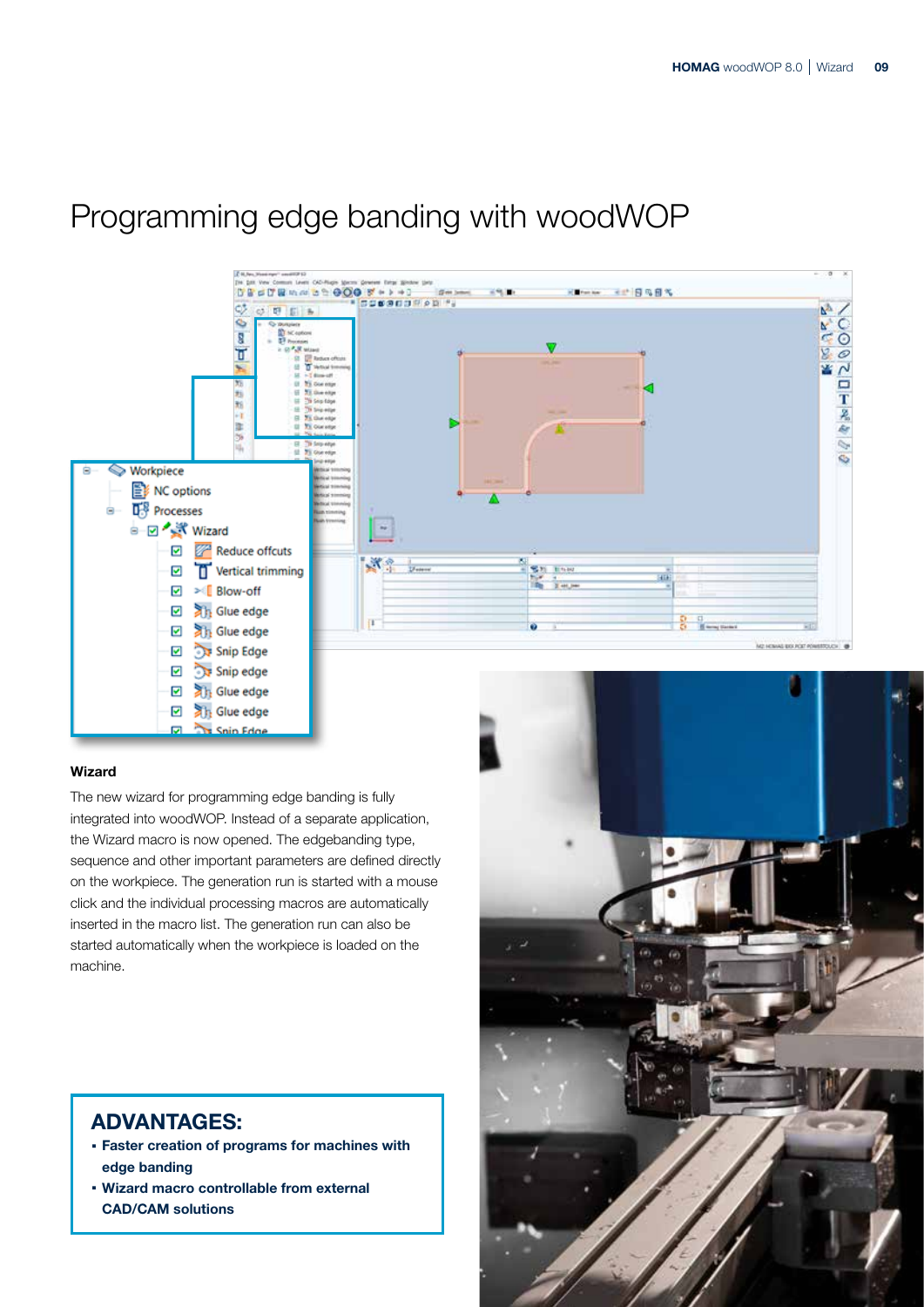# Programming edge banding with woodWOP

**Wizard**

The new wizard for programming edge banding is fully integrated into woodWOP. Instead of a separate application, the Wizard macro is now opened. The edgebanding type, sequence and other important parameters are defined directly on the workpiece. The generation run is started with a mouse click and the individual processing macros are automatically inserted in the macro list. The generation run can also be started automatically when the workpiece is loaded on the machine.

## ADVANTAGES:

- **Faster creation of programs for machines with edge banding**
- **Wizard macro controllable from external CAD/CAM solutions**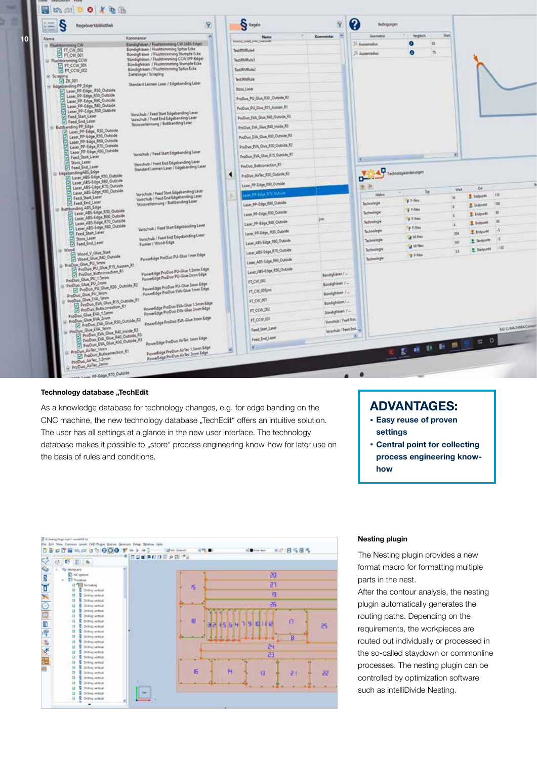### Technology database „TechEdit

As a knowledge database for technology changes, e.g. for edge banding on the CNC machine, the new technology database „TechEdit" offers an intuitive solution. The user has all settings at a glance in the new user interface. The technology database makes it possible to „store" process engineering know-how for later use on the basis of rules and conditions.

## ADVANTAGES:

- **Easy reuse of proven settings**
- **Central point for collecting process engineering know-how**

### Nesting plugin

The Nesting plugin provides a new format macro for formatting multiple parts in the nest.

After the contour analysis, the nesting plugin automatically generates the routing paths. Depending on the requirements, the workpieces are routed out individually or processed in the so-called staydown or commonline processes. The nesting plugin can be controlled by optimization software such as intelliDivide Nesting.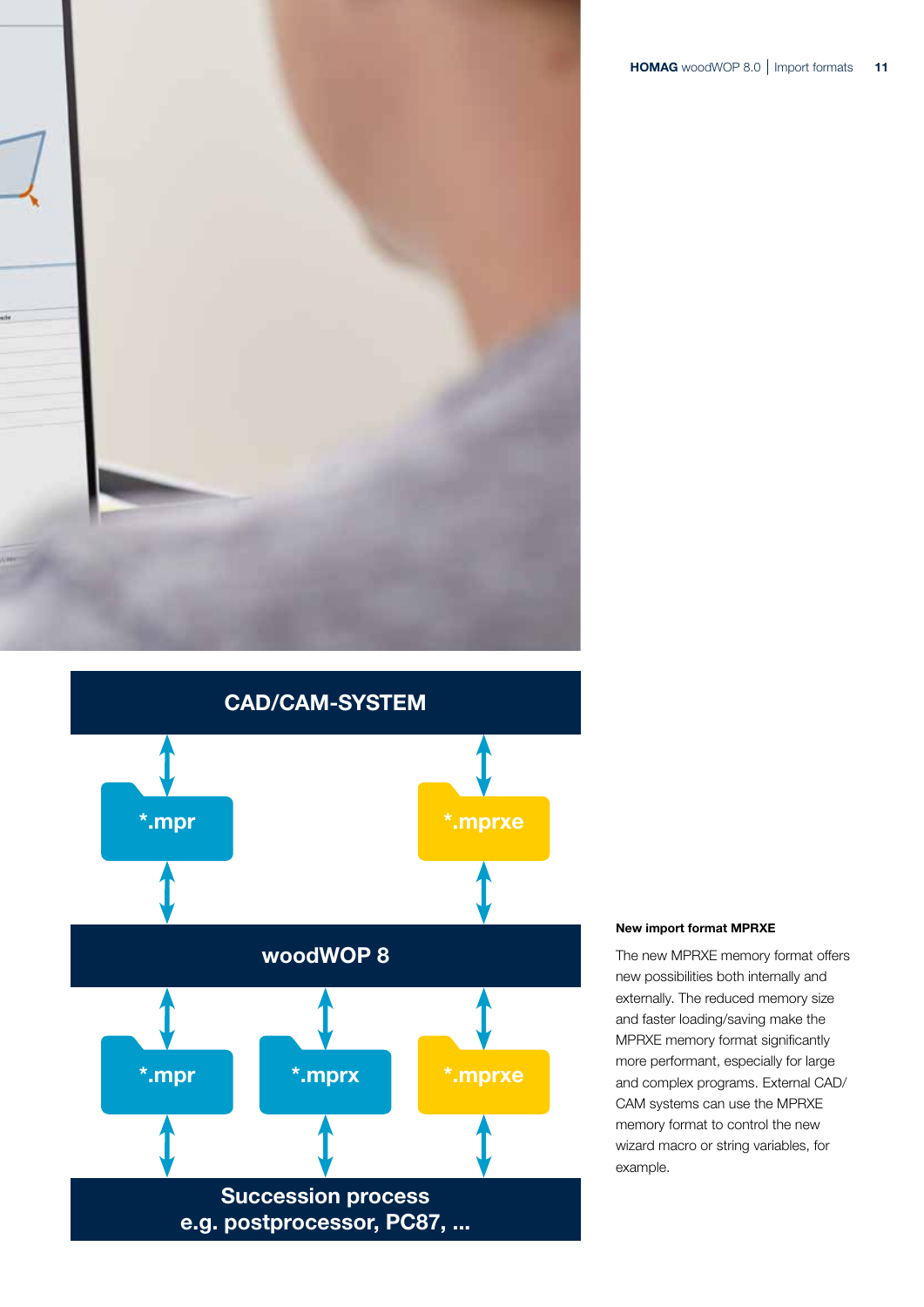CAD/CAM-SYSTEM

*.mpr

*.mprxe

woodWOP 8

*.mpr

*.mprx

*.mprxe

Succession process
e.g. postprocessor, PC87, ...

**New import format MPRXE**

The new MPRXE memory format offers new possibilities both internally and externally. The reduced memory size and faster loading/saving make the MPRXE memory format significantly more performant, especially for large and complex programs. External CAD/CAM systems can use the MPRXE memory format to control the new wizard macro or string variables, for example.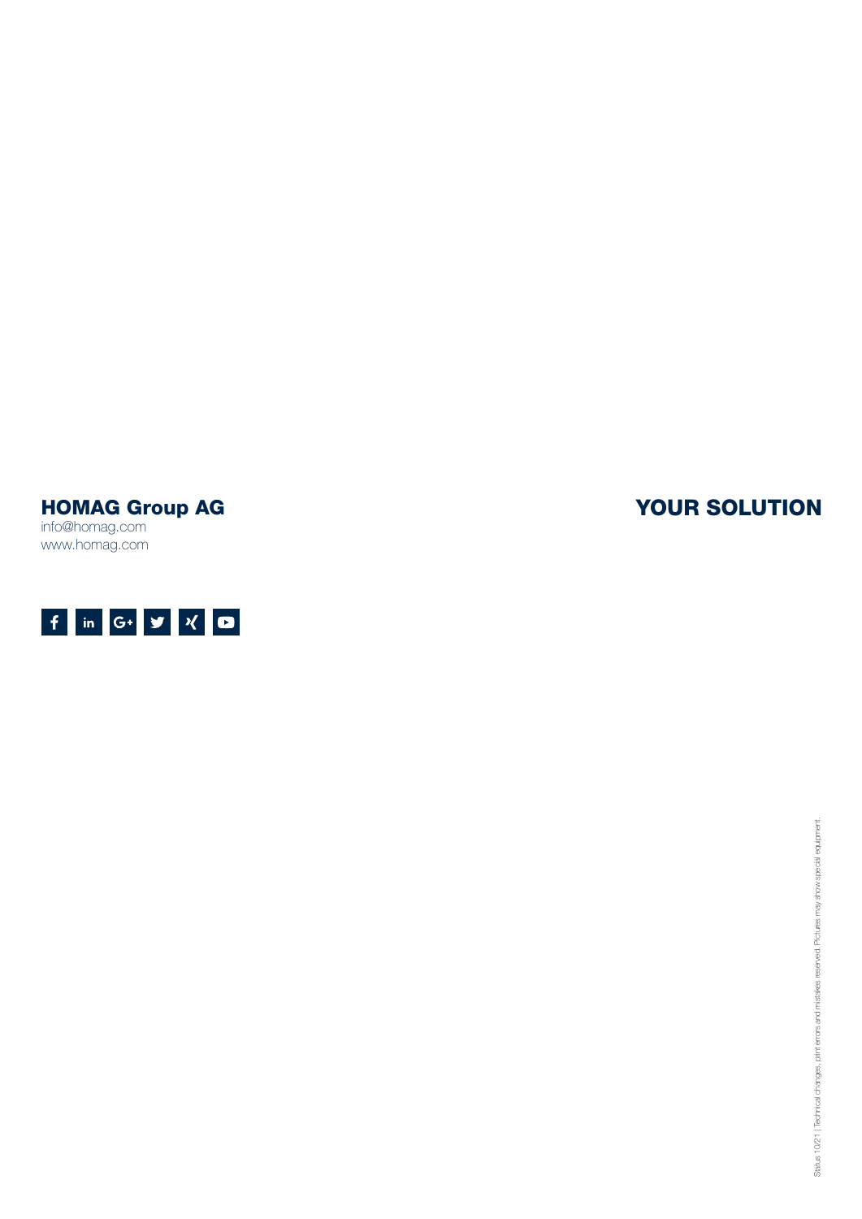**HOMAG Group AG**
info@homag.com
www.homag.com

**YOUR SOLUTION**

Status 10/21 | Technical changes, print errors and mistakes reserved. Pictures may show special equipment.